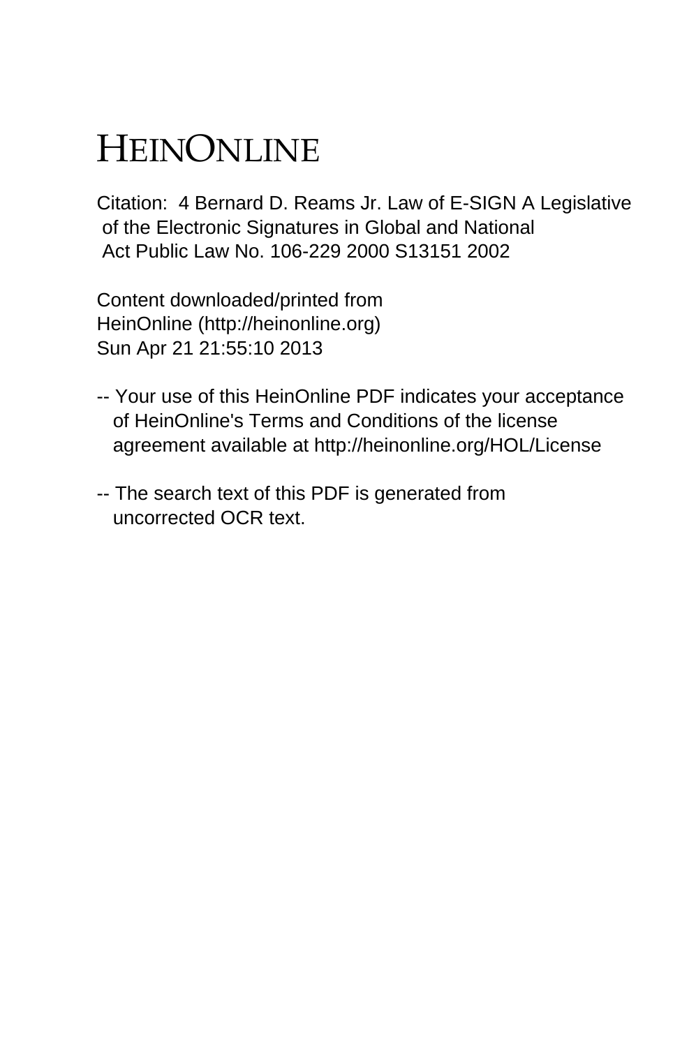# HEINONLINE

Citation: 4 Bernard D. Reams Jr. Law of E-SIGN A Legislative of the Electronic Signatures in Global and National Act Public Law No. 106-229 2000 S13151 2002

Content downloaded/printed from HeinOnline (http://heinonline.org) Sun Apr 21 21:55:10 2013

-- Your use of this HeinOnline PDF indicates your acceptance of HeinOnline's Terms and Conditions of the license agreement available at http://heinonline.org/HOL/License

-- The search text of this PDF is generated from uncorrected OCR text.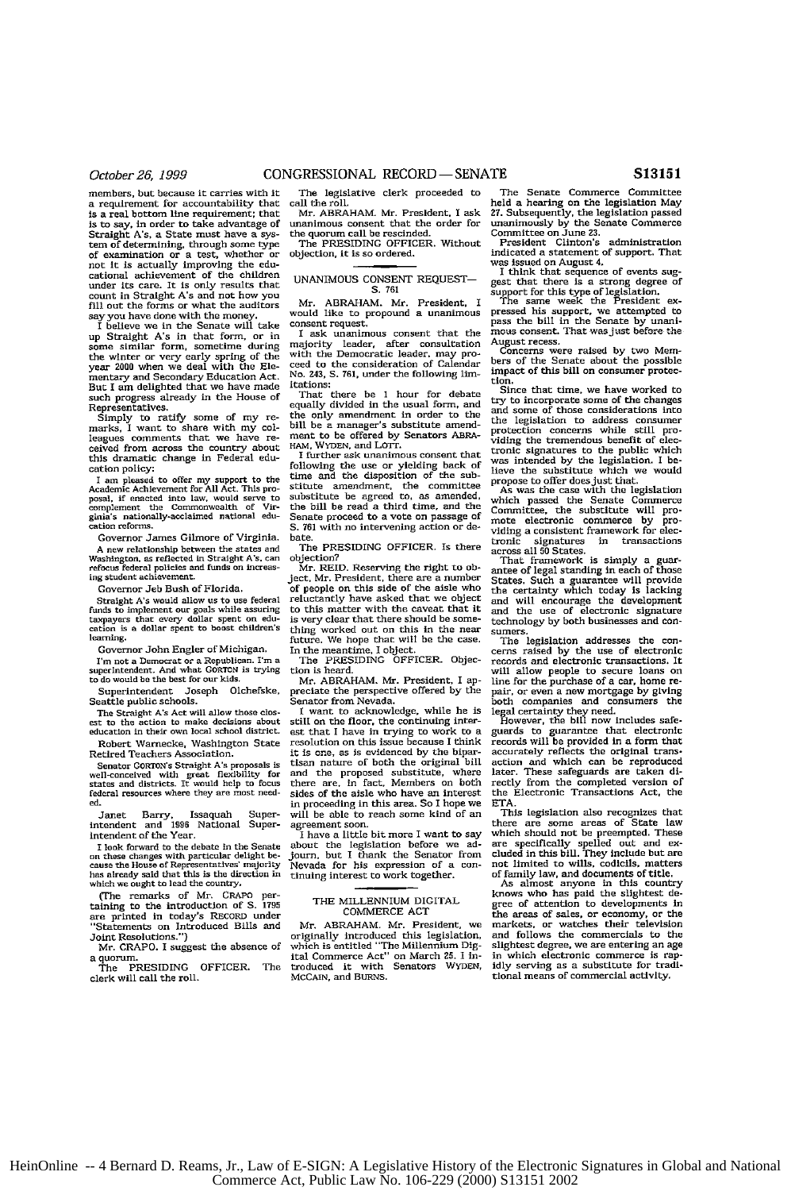members, but because it carries with it a requirement for accountability that is a real bottom line requirement; that is to say, in order to take advantage of Straight A's, a State must have a system of determining, through some type of examination or a test, whether or not it is actually improving the educational achievement of the children under its care. It is only results that count in Straight A's and not how you fill out the forms or what the auditors say you have done with the money.

I believe we in the Senate will take up Straight A's in that form, or in some similar form, sometime during the winter or very early spring of the year 2000 when we deal with the Elementary and Secondary Education Act. But I am delighted that we have made such progress already in the House of Representatives.

Simply to ratify some of my remarks, I want to share with my colleagues comments that we have received from across the country about this dramatic change in Federal education policy:

I am pleased to offer my support to the Academic Achievement for All Act. This proposal, if enacted into law, would serve to complement the Commonwealth of Virginia's nationally-acclaimed national education reforms.

Governor James Gilmore of Virginia.

A new relationship between the states and Washington, as reflected in Straight A's, can refocus federal policies and funds on increasing student achievement.

Governor Jeb Bush of Florida.

Straight A's would allow us to use federal funds to implement our goals while assuring taxpayers that every dollar spent on education is a dollar spent to boost children's learning.

Governor John Engler of Michigan.

I'm not a Democrat or a Republican. I'm a superintendent. And what GORTON is trying to do would be the best for our kids.

Superintendent Joseph Olchefske, Seattle public schools.

The Straight A's Act will allow those closest to the action to make decisions about education in their own local school district.

Robert Warnecke, Washington State Retired Teachers Association.

Senator GORTON's Straight A's proposals is well-conceived with great flexibility for states and districts. It would help to focus federal resources where they are most needed.

Janet Barry, Issaquah Superintendent and 1996 National Superintendent of the Year.

I look forward to the debate in the Senate on these changes with particular delight because the House of Representatives' majority has already said that this is the direction in which we ought to lead the country.

(The remarks of Mr. CRAPO pertaining to the introduction of S. 1795 are printed in today's RECORD under "Statements on Introduced Bills and Joint Resolutions.")

Mr. CRAPO. I suggest the absence of a quorum.

The PRESIDING OFFICER. The clerk will call the roll.

The legislative clerk proceeded to call the roll.

Mr. ABRAHAM. Mr. President, I ask unanimous consent that the order for the quorum call be rescinded.

The PRESIDING OFFICER. Without objection, it is so ordered.

## UNANIMOUS CONSENT REQUEST—S. 761

Mr. ABRAHAM. Mr. President, I would like to propound a unanimous consent request.

I ask unanimous consent that the majority leader, after consultation with the Democratic leader, may proceed to the consideration of Calendar No. 243, S. 761, under the following limitations:

That there be 1 hour for debate equally divided in the usual form, and the only amendment in order to the bill be a manager's substitute amendment to be offered by Senators ABRAHAM, WYDEN, and LOTT.

I further ask unanimous consent that following the use or yielding back of time and the disposition of the substitute amendment, the committee substitute be agreed to, as amended, the bill be read a third time, and the Senate proceed to a vote on passage of S. 761 with no intervening action or debate.

The PRESIDING OFFICER. Is there objection?

Mr. REID. Reserving the right to object, Mr. President, there are a number of people on this side of the aisle who reluctantly have asked that we object to this matter with the caveat that it is very clear that there should be something worked out on this in the near future. We hope that will be the case. In the meantime, I object.

The PRESIDING OFFICER. Objection is heard.

Mr. ABRAHAM. Mr. President, I appreciate the perspective offered by the Senator from Nevada.

I want to acknowledge, while he is still on the floor, the continuing interest that I have in trying to work to a resolution on this issue because I think it is one, as is evidenced by the bipartisan nature of both the original bill and the proposed substitute, where there are, in fact, Members on both sides of the aisle who have an interest in proceeding in this area. So I hope we will be able to reach some kind of an agreement soon.

I have a little bit more I want to say about the legislation before we adjourn, but I thank the Senator from Nevada for his expression of a continuing interest to work together.

## THE MILLENNIUM DIGITAL COMMERCE ACT

Mr. ABRAHAM. Mr. President, we originally introduced this legislation, which is entitled "The Millennium Digital Commerce Act" on March 25. I introduced it with Senators WYDEN, MCCAIN, and BURNS.

The Senate Commerce Committee held a hearing on the legislation May 27. Subsequently, the legislation passed unanimously by the Senate Commerce Committee on June 23.

President Clinton's administration indicated a statement of support. That was issued on August 4.

I think that sequence of events suggest that there is a strong degree of support for this type of legislation.

The same week the President expressed his support, we attempted to pass the bill in the Senate by unanimous consent. That was just before the August recess.

Concerns were raised by two Members of the Senate about the possible impact of this bill on consumer protection.

Since that time, we have worked to try to incorporate some of the changes and some of those considerations into the legislation to address consumer protection concerns while still providing the tremendous benefit of electronic signatures to the public which was intended by the legislation. I believe the substitute which we would propose to offer does just that.

As was the case with the legislation which passed the Senate Commerce Committee, the substitute will promote electronic commerce by providing a consistent framework for electronic signatures in transactions across all 50 States.

That framework is simply a guarantee of legal standing in each of those States. Such a guarantee will provide the certainty which today is lacking and will encourage the development and the use of electronic signature technology by both businesses and consumers.

The legislation addresses the concerns raised by the use of electronic records and electronic transactions. It will allow people to secure loans on line for the purchase of a car, home repair, or even a new mortgage by giving both companies and consumers the legal certainty they need.

However, the bill now includes safeguards to guarantee that electronic records will be provided in a form that accurately reflects the original transaction and which can be reproduced later. These safeguards are taken directly from the completed version of the Electronic Transactions Act, the ETA.

This legislation also recognizes that there are some areas of State law which should not be preempted. These are specifically spelled out and excluded in this bill. They include but are not limited to wills, codicils, matters of family law, and documents of title.

As almost anyone in this country knows who has paid the slightest degree of attention to developments in the areas of sales, or economy, or the markets, or watches their television and follows the commercials to the slightest degree, we are entering an age in which electronic commerce is rapidly serving as a substitute for traditional means of commercial activity.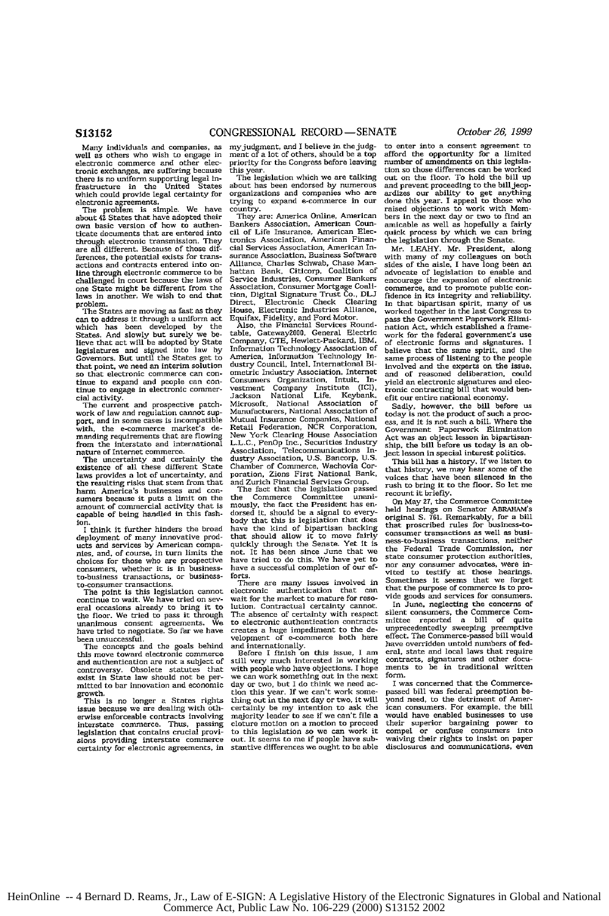Many individuals and companies, as well as others who wish to engage in electronic commerce and other electronic exchanges, are suffering because there is no uniform supporting legal infrastructure in the United States which could provide legal certainty for electronic agreements.

The problem is simple. We have about 42 States that have adopted their own basic version of how to authenticate documents that are entered into through electronic transmission. They are all different. Because of those differences, the potential exists for transactions and contracts entered into online through electronic commerce to be challenged in court because the laws of one State might be different from the laws in another. We wish to end that problem.

The States are moving as fast as they can to address it through a uniform act which has been developed by the States. And slowly but surely we believe that act will be adopted by State legislatures and signed into law by Governors. But until the States get to that point, we need an interim solution so that electronic commerce can continue to expand and people can continue to engage in electronic commercial activity.

The current and prospective patchwork of law and regulation cannot support, and in some cases is incompatible with, the e-commerce market's demanding requirements that are flowing from the interstate and international nature of Internet commerce.

The uncertainty and certainly the existence of all these different State laws provides a lot of uncertainty, and the resulting risks that stem from that harm America's businesses and consumers because it puts a limit on the amount of commercial activity that is capable of being handled in this fashion.

I think it further hinders the broad deployment of many innovative products and services by American companies, and, of course, in turn limits the choices for those who are prospective consumers, whether it is in business-to-business transactions, or business-to-consumer transactions.

The point is this legislation cannot continue to wait. We have tried on several occasions already to bring it to the floor. We tried to pass it through unanimous consent agreements. We have tried to negotiate. So far we have been unsuccessful.

The concepts and the goals behind this move toward electronic commerce and authentication are not a subject of controversy. Obsolete statutes that exist in State law should not be permitted to bar innovation and economic growth.

This is no longer a States rights issue because we are dealing with otherwise enforceable contracts involving interstate commerce. Thus, passing legislation that contains crucial provisions providing interstate commerce certainty for electronic agreements, in my judgment, and I believe in the judgment of a lot of others, should be a top priority for the Congress before leaving this year.

The legislation which we are talking about has been endorsed by numerous organizations and companies who are trying to expand e-commerce in our country.

They are: America Online, American Bankers Association, American Council of Life Insurance, American Electronics Association, American Financial Services Association, American Insurance Association, Business Software Alliance, Charles Schwab, Chase Manhattan Bank, Citicorp, Coalition of Service Industries, Consumer Bankers Association, Consumer Mortgage Coalition, Digital Signature Trust Co., DLJ Direct, Electronic Check Clearing House, Electronic Industries Alliance, Equifax, Fidelity, and Ford Motor.

Also, the Financial Services Roundtable, Gateway2000, General Electric Company, GTE, Hewlett-Packard, IBM, Information Technology Association of America, Information Technology Industry Council, Intel, International Biometric Industry Association, Internet Consumers Organization, Intuit, Investment Company Institute (ICI), Jackson National Life, Keybank, Microsoft, National Association of Manufacturers, National Association of Mutual Insurance Companies, National Retail Federation, NCR Corporation, New York Clearing House Association L.L.C., PenOp Inc., Securities Industry Association, Telecommunications Industry Association, U.S. Bancorp, U.S. Chamber of Commerce, Wachovia Corporation, Zions First National Bank, and Zurich Financial Services Group.

The fact that the legislation passed the Commerce Committee unanimously, the fact the President has endorsed it, should be a signal to everybody that this is legislation that does have the kind of bipartisan backing that should allow it to move fairly quickly through the Senate. Yet it is not. It has been since June that we have tried to do this. We have yet to have a successful completion of our efforts.

There are many issues involved in electronic authentication that can wait for the market to mature for resolution. Contractual certainty cannot. The absence of certainty with respect to electronic authentication contracts creates a huge impediment to the development of e-commerce both here and internationally.

Before I finish on this issue, I am still very much interested in working with people who have objections. I hope we can work something out in the next day or two, but I do think we need action this year. If we can't work something out in the next day or two, it will certainly be my intention to ask the majority leader to see if we can't file a cloture motion on a motion to proceed to this legislation so we can work it out. It seems to me if people have substantive differences we ought to be able to enter into a consent agreement to afford the opportunity for a limited number of amendments on this legislation so those differences can be worked out on the floor. To hold the bill up and prevent proceeding to the bill jeopardizes our ability to get anything done this year. I appeal to those who raised objections to work with Members in the next day or two to find an amicable as well as hopefully a fairly quick process by which we can bring the legislation through the Senate.

Mr. LEAHY. Mr. President, along with many of my colleagues on both sides of the aisle, I have long been an advocate of legislation to enable and encourage the expansion of electronic commerce, and to promote public confidence in its integrity and reliability. In that bipartisan spirit, many of us worked together in the last Congress to pass the Government Paperwork Elimination Act, which established a framework for the federal government's use of electronic forms and signatures. I believe that the same spirit, and the same process of listening to the people involved and the experts on the issue, and of reasoned deliberation, could yield an electronic signatures and electronic contracting bill that would benefit our entire national economy.

Sadly, however, the bill before us today is not the product of such a process, and it is not such a bill. Where the Government Paperwork Elimination Act was an object lesson in bipartisanship, the bill before us today is an object lesson in special interest politics.

This bill has a history. If we listen to that history, we may hear some of the voices that have been silenced in the rush to bring it to the floor. So let me recount it briefly.

On May 27, the Commerce Committee held hearings on Senator ABRAHAM's original S. 761. Remarkably, for a bill that proscribed rules for business-to-consumer transactions as well as business-to-business transactions, neither the Federal Trade Commission, nor state consumer protection authorities, nor any consumer advocates, were invited to testify at those hearings. Sometimes it seems that we forget that the purpose of commerce is to provide goods and services for consumers.

In June, neglecting the concerns of silent consumers, the Commerce Committee reported a bill of quite unprecedentedly sweeping preemptive effect. The Commerce-passed bill would have overridden untold numbers of federal, state and local laws that require contracts, signatures and other documents to be in traditional written form.

I was concerned that the Commerce-passed bill was federal preemption beyond need, to the detriment of American consumers. For example, the bill would have enabled businesses to use their superior bargaining power to compel or confuse consumers into waiving their rights to insist on paper disclosures and communications, even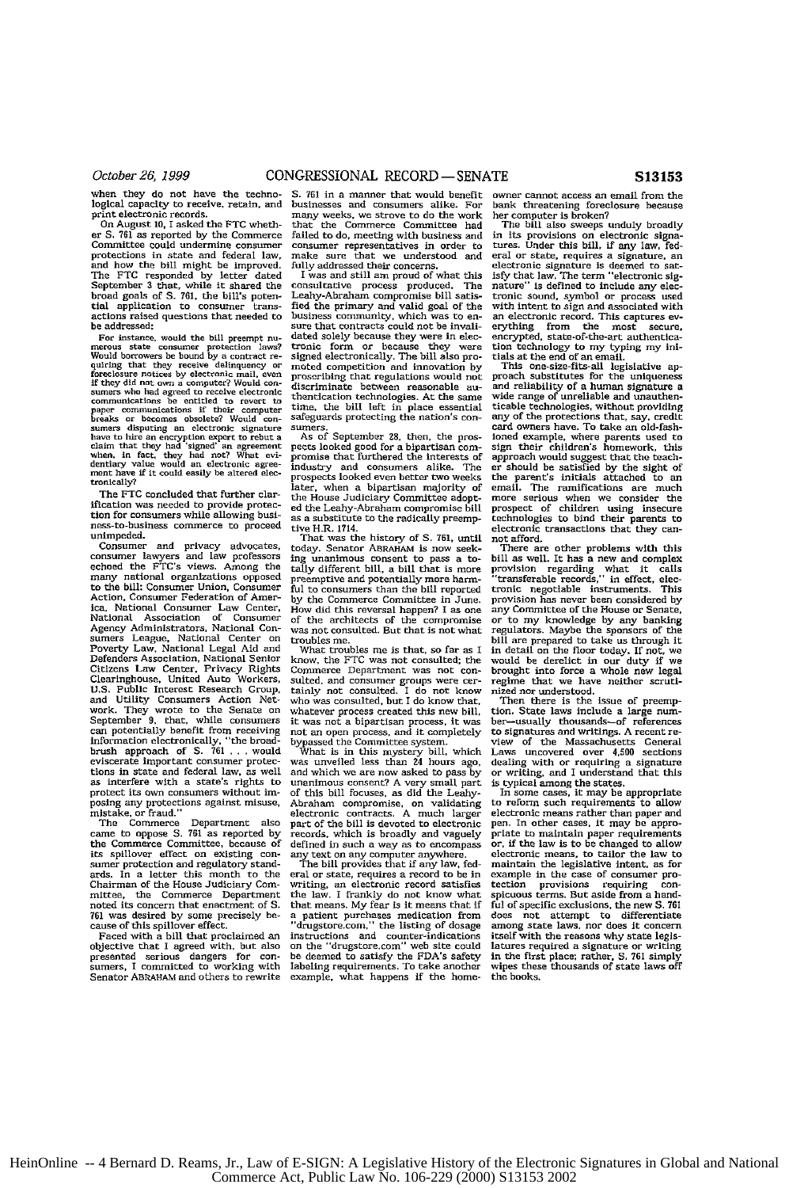when they do not have the technological capacity to receive, retain, and print electronic records.

On August 10, I asked the FTC whether S. 761 as reported by the Commerce Committee could undermine consumer protections in state and federal law, and how the bill might be improved. The FTC responded by letter dated September 3 that, while it shared the broad goals of S. 761, the bill's potential application to consumer transactions raised questions that needed to be addressed:

> For instance, would the bill preempt numerous state consumer protection laws? Would borrowers be bound by a contract requiring that they receive delinquency or foreclosure notices by electronic mail, even if they did not own a computer? Would consumers who had agreed to receive electronic communications be entitled to revert to paper communications if their computer breaks or becomes obsolete? Would consumers disputing an electronic signature have to hire an encryption expert to rebut a claim that they had 'signed' an agreement when, in fact, they had not? What evidentiary value would an electronic agreement have if it could easily be altered electronically?

The FTC concluded that further clarification was needed to provide protection for consumers while allowing business-to-business commerce to proceed unimpeded.

Consumer and privacy advocates, consumer lawyers and law professors echoed the FTC's views. Among the many national organizations opposed to the bill: Consumer Union, Consumer Action, Consumer Federation of America, National Consumer Law Center, National Association of Consumer Agency Administrators, National Consumers League, National Center on Poverty Law, National Legal Aid and Defenders Association, National Senior Citizens Law Center, Privacy Rights Clearinghouse, United Auto Workers, U.S. Public Interest Research Group, and Utility Consumers Action Network. They wrote to the Senate on September 9, that, while consumers can potentially benefit from receiving information electronically, "the broad-brush approach of S. 761 . . . would eviscerate important consumer protections in state and federal law, as well as interfere with a state's rights to protect its own consumers without imposing any protections against misuse, mistake, or fraud."

The Commerce Department also came to oppose S. 761 as reported by the Commerce Committee, because of its spillover effect on existing consumer protection and regulatory standards. In a letter this month to the Chairman of the House Judiciary Committee, the Commerce Department noted its concern that enactment of S. 761 was desired by some precisely because of this spillover effect.

Faced with a bill that proclaimed an objective that I agreed with, but also presented serious dangers for consumers, I committed to working with Senator ABRAHAM and others to rewrite S. 761 in a manner that would benefit businesses and consumers alike. For many weeks, we strove to do the work that the Commerce Committee had failed to do, meeting with business and consumer representatives in order to make sure that we understood and fully addressed their concerns.

I was and still am proud of what this consultative process produced. The Leahy-Abraham compromise bill satisfied the primary and valid goal of the business community, which was to ensure that contracts could not be invalidated solely because they were in electronic form or because they were signed electronically. The bill also promoted competition and innovation by proscribing that regulations would not discriminate between reasonable authentication technologies. At the same time, the bill left in place essential safeguards protecting the nation's consumers.

As of September 28, then, the prospects looked good for a bipartisan compromise that furthered the interests of industry and consumers alike. The prospects looked even better two weeks later, when a bipartisan majority of the House Judiciary Committee adopted the Leahy-Abraham compromise bill as a substitute to the radically preemptive H.R. 1714.

That was the history of S. 761, until today. Senator ABRAHAM is now seeking unanimous consent to pass a totally different bill, a bill that is more preemptive and potentially more harmful to consumers than the bill reported by the Commerce Committee in June. How did this reversal happen? I as one of the architects of the compromise was not consulted. But that is not what troubles me.

What troubles me is that, so far as I know, the FTC was not consulted; the Commerce Department was not consulted, and consumer groups were certainly not consulted. I do not know who was consulted, but I do know that, whatever process created this new bill, it was not a bipartisan process, it was not an open process, and it completely bypassed the Committee system.

What is in this mystery bill, which was unveiled less than 24 hours ago, and which we are now asked to pass by unanimous consent? A very small part of this bill focuses, as did the Leahy-Abraham compromise, on validating electronic contracts. A much larger part of the bill is devoted to electronic records, which is broadly and vaguely defined in such a way as to encompass any text on any computer anywhere.

The bill provides that if any law, federal or state, requires a record to be in writing, an electronic record satisfies the law. I frankly do not know what that means. My fear is it means that if a patient purchases medication from "drugstore.com," the listing of dosage instructions and counter-indications on the "drugstore.com" web site could be deemed to satisfy the FDA's safety labeling requirements. To take another example, what happens if the home-owner cannot access an email from the bank threatening foreclosure because her computer is broken?

The bill also sweeps unduly broadly in its provisions on electronic signatures. Under this bill, if any law, federal or state, requires a signature, an electronic signature is deemed to satisfy that law. The term "electronic signature" is defined to include any electronic sound, symbol or process used with intent to sign and associated with an electronic record. This captures everything from the most secure, encrypted, state-of-the-art authentication technology to my typing my initials at the end of an email.

This one-size-fits-all legislative approach substitutes for the uniqueness and reliability of a human signature a wide range of unreliable and unauthenticable technologies, without providing any of the protections that, say, credit card owners have. To take an old-fashioned example, where parents used to sign their children's homework, this approach would suggest that the teacher should be satisfied by the sight of the parent's initials attached to an email. The ramifications are much more serious when we consider the prospect of children using insecure technologies to bind their parents to electronic transactions that they cannot afford.

There are other problems with this bill as well. It has a new and complex provision regarding what it calls "transferable records," in effect, electronic negotiable instruments. This provision has never been considered by any Committee of the House or Senate, or to my knowledge by any banking regulators. Maybe the sponsors of the bill are prepared to take us through it in detail on the floor today. If not, we would be derelict in our duty if we brought into force a whole new legal regime that we have neither scrutinized nor understood.

Then there is the issue of preemption. State laws include a large number—usually thousands—of references to signatures and writings. A recent review of the Massachusetts General Laws uncovered over 4,500 sections dealing with or requiring a signature or writing, and I understand that this is typical among the states.

In some cases, it may be appropriate to reform such requirements to allow electronic means rather than paper and pen. In other cases, it may be appropriate to maintain paper requirements or, if the law is to be changed to allow electronic means, to tailor the law to maintain the legislative intent, as for example in the case of consumer protection provisions requiring conspicuous terms. But aside from a handful of specific exclusions, the new S. 761 does not attempt to differentiate among state laws, nor does it concern itself with the reasons why state legislatures required a signature or writing in the first place; rather, S. 761 simply wipes these thousands of state laws off the books.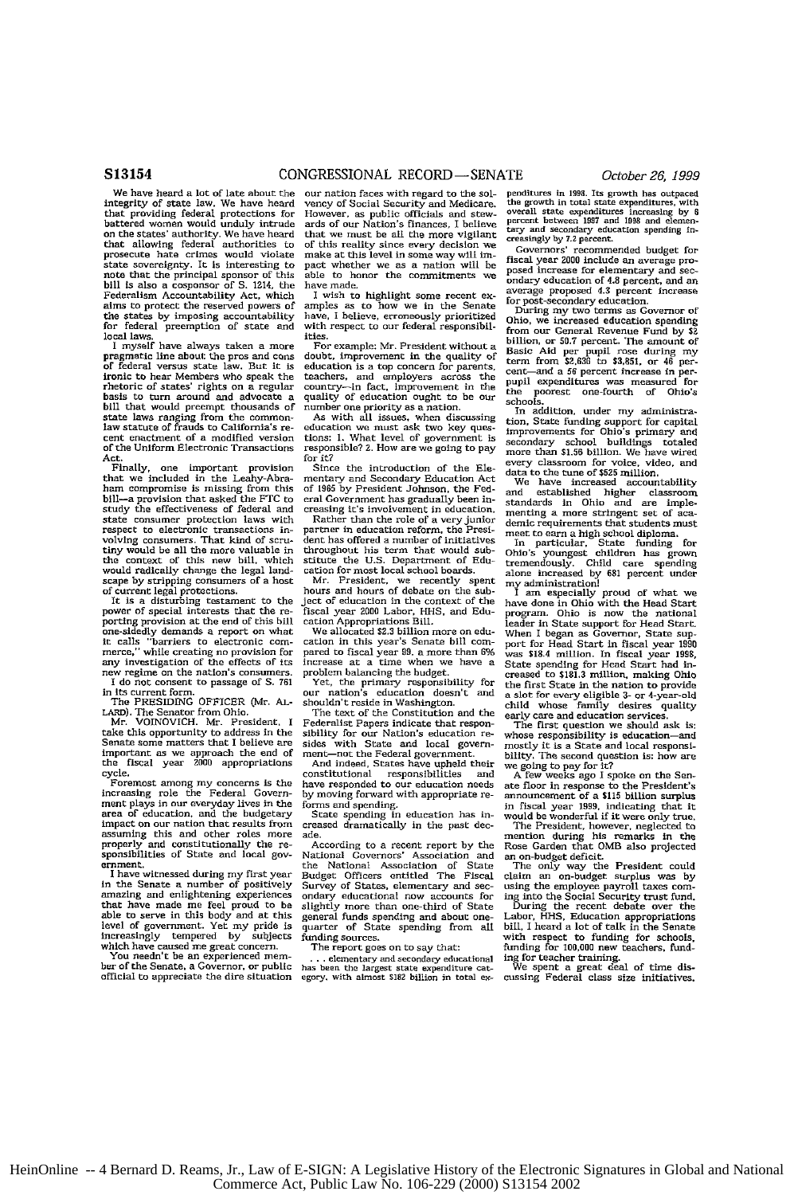We have heard a lot of late about the integrity of state law. We have heard that providing federal protections for battered women would unduly intrude on the states' authority. We have heard that allowing federal authorities to prosecute hate crimes would violate state sovereignty. It is interesting to note that the principal sponsor of this bill is also a cosponsor of S. 1214, the Federalism Accountability Act, which aims to protect the reserved powers of the states by imposing accountability for federal preemption of state and local laws.

I myself have always taken a more pragmatic line about the pros and cons of federal versus state law. But it is ironic to hear Members who speak the rhetoric of states' rights on a regular basis to turn around and advocate a bill that would preempt thousands of state laws ranging from the common-law statute of frauds to California's recent enactment of a modified version of the Uniform Electronic Transactions Act.

Finally, one important provision that we included in the Leahy-Abraham compromise is missing from this bill—a provision that asked the FTC to study the effectiveness of federal and state consumer protection laws with respect to electronic transactions involving consumers. That kind of scrutiny would be all the more valuable in the context of this new bill, which would radically change the legal landscape by stripping consumers of a host of current legal protections.

It is a disturbing testament to the power of special interests that the reporting provision at the end of this bill one-sidedly demands a report on what it calls "barriers to electronic commerce," while creating no provision for any investigation of the effects of its new regime on the nation's consumers.

I do not consent to passage of S. 761 in its current form.

The PRESIDING OFFICER (Mr. ALLARD). The Senator from Ohio.

Mr. VOINOVICH. Mr. President, I take this opportunity to address in the Senate some matters that I believe are important as we approach the end of the fiscal year 2000 appropriations cycle.

Foremost among my concerns is the increasing role the Federal Government plays in our everyday lives in the area of education, and the budgetary impact on our nation that results from assuming this and other roles more properly and constitutionally the responsibilities of State and local government.

I have witnessed during my first year in the Senate a number of positively amazing and enlightening experiences that have made me feel proud to be able to serve in this body and at this level of government. Yet my pride is increasingly tempered by subjects which have caused me great concern.

You needn't be an experienced member of the Senate, a Governor, or public official to appreciate the dire situation our nation faces with regard to the solvency of Social Security and Medicare. However, as public officials and stewards of our Nation's finances, I believe that we must be all the more vigilant of this reality since every decision we make at this level in some way will impact whether we as a nation will be able to honor the commitments we have made.

I wish to highlight some recent examples as to how we in the Senate have, I believe, erroneously prioritized with respect to our federal responsibilities.

For example: Mr. President without a doubt, improvement in the quality of education is a top concern for parents, teachers, and employers across the country—in fact, improvement in the quality of education ought to be our number one priority as a nation.

As with all issues, when discussing education we must ask two key questions: 1. What level of government is responsible? 2. How are we going to pay for it?

Since the introduction of the Elementary and Secondary Education Act of 1965 by President Johnson, the Federal Government has gradually been increasing it's involvement in education.

Rather than the role of a very junior partner in education reform, the President has offered a number of initiatives throughout his term that would substitute the U.S. Department of Education for most local school boards.

Mr. President, we recently spent hours and hours of debate on the subject of education in the context of the fiscal year 2000 Labor, HHS, and Education Appropriations Bill.

We allocated $2.3 billion more on education in this year's Senate bill compared to fiscal year 99, a more than 6% increase at a time when we have a problem balancing the budget.

Yet, the primary responsibility for our nation's education doesn't and shouldn't reside in Washington.

The text of the Constitution and the Federalist Papers indicate that responsibility for our Nation's education resides with State and local government—not the Federal government.

And indeed, States have upheld their constitutional responsibilities and have responded to our education needs by moving forward with appropriate reforms and spending.

State spending in education has increased dramatically in the past decade.

According to a recent report by the National Governors' Association and the National Association of State Budget Officers entitled The Fiscal Survey of States, elementary and secondary educational now accounts for slightly more than one-third of State general funds spending and about one-quarter of State spending from all funding sources.

The report goes on to say that:

> . . . elementary and secondary educational has been the largest state expenditure category, with almost $182 billion in total expenditures in 1998. Its growth has outpaced the growth in total state expenditures, with overall state expenditures increasing by 6 percent between 1997 and 1998 and elementary and secondary education spending increasingly by 7.2 percent.

Governors' recommended budget for fiscal year 2000 include an average proposed increase for elementary and secondary education of 4.8 percent, and an average proposed 4.3 percent increase for post-secondary education.

During my two terms as Governor of Ohio, we increased education spending from our General Revenue Fund by $2 billion, or 50.7 percent. The amount of Basic Aid per pupil rose during my term from $2,636 to $3,851, or 46 percent—and a 56 percent increase in per-pupil expenditures was measured for the poorest one-fourth of Ohio's schools.

In addition, under my administration, State funding support for capital improvements for Ohio's primary and secondary school buildings totaled more than $1.56 billion. We have wired every classroom for voice, video, and data to the tune of $525 million.

We have increased accountability and established higher classroom standards in Ohio and are implementing a more stringent set of academic requirements that students must meet to earn a high school diploma.

In particular, State funding for Ohio's youngest children has grown tremendously. Child care spending alone increased by 681 percent under my administration!

I am especially proud of what we have done in Ohio with the Head Start program. Ohio is now the national leader in State support for Head Start. When I began as Governor, State support for Head Start in fiscal year 1990 was $18.4 million. In fiscal year 1998, State spending for Head Start had increased to $181.3 million, making Ohio the first State in the nation to provide a slot for every eligible 3- or 4-year-old child whose family desires quality early care and education services.

The first question we should ask is: whose responsibility is education—and mostly it is a State and local responsibility. The second question is: how are we going to pay for it?

A few weeks ago I spoke on the Senate floor in response to the President's announcement of a $115 billion surplus in fiscal year 1999, indicating that it would be wonderful if it were only true.

The President, however, neglected to mention during his remarks in the Rose Garden that OMB also projected an on-budget deficit.

The only way the President could claim an on-budget surplus was by using the employee payroll taxes coming into the Social Security trust fund.

During the recent debate over the Labor, HHS, Education appropriations bill, I heard a lot of talk in the Senate with respect to funding for schools, funding for 100,000 new teachers, funding for teacher training.

We spent a great deal of time discussing Federal class size initiatives.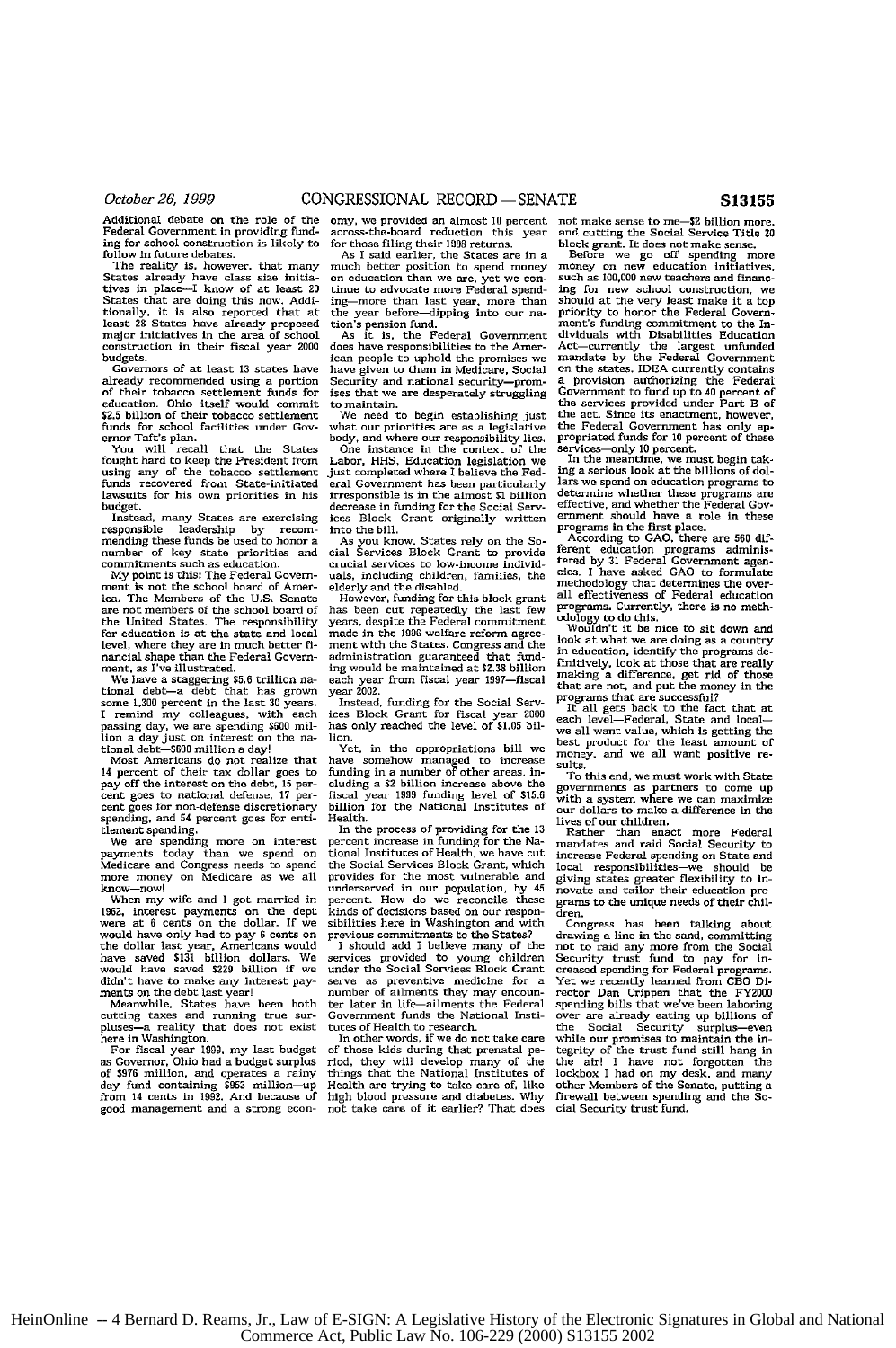Additional debate on the role of the Federal Government in providing funding for school construction is likely to follow in future debates.

The reality is, however, that many States already have class size initiatives in place—I know of at least 20 States that are doing this now. Additionally, it is also reported that at least 28 States have already proposed major initiatives in the area of school construction in their fiscal year 2000 budgets.

Governors of at least 13 states have already recommended using a portion of their tobacco settlement funds for education. Ohio itself would commit $2.5 billion of their tobacco settlement funds for school facilities under Governor Taft's plan.

You will recall that the States fought hard to keep the President from using any of the tobacco settlement funds recovered from State-initiated lawsuits for his own priorities in his budget.

Instead, many States are exercising responsible leadership by recommending these funds be used to honor a number of key state priorities and commitments such as education.

My point is this: The Federal Government is not the school board of America. The Members of the U.S. Senate are not members of the school board of the United States. The responsibility for education is at the state and local level, where they are in much better financial shape than the Federal Government, as I've illustrated.

We have a staggering $5.6 trillion national debt—a debt that has grown some 1,300 percent in the last 30 years. I remind my colleagues, with each passing day, we are spending $600 million a day just on interest on the national debt—$600 million a day!

Most Americans do not realize that 14 percent of their tax dollar goes to pay off the interest on the debt, 15 percent goes to national defense, 17 percent goes for non-defense discretionary spending, and 54 percent goes for entitlement spending.

We are spending more on interest payments today than we spend on Medicare and Congress needs to spend more money on Medicare as we all know—now!

When my wife and I got married in 1962, interest payments on the dept were at 6 cents on the dollar. If we would have only had to pay 6 cents on the dollar last year, Americans would have saved $131 billion dollars. We would have saved $229 billion if we didn't have to make any interest payments on the debt last year!

Meanwhile, States have been both cutting taxes and running true surpluses—a reality that does not exist here in Washington.

For fiscal year 1999, my last budget as Governor, Ohio had a budget surplus of $976 million, and operates a rainy day fund containing $953 million—up from 14 cents in 1992. And because of good management and a strong economy, we provided an almost 10 percent across-the-board reduction this year for those filing their 1998 returns.

As I said earlier, the States are in a much better position to spend money on education than we are, yet we continue to advocate more Federal spending—more than last year, more than the year before—dipping into our nation's pension fund.

As it is, the Federal Government does have responsibilities to the American people to uphold the promises we have given to them in Medicare, Social Security and national security—promises that we are desperately struggling to maintain.

We need to begin establishing just what our priorities are as a legislative body, and where our responsibility lies.

One instance in the context of the Labor, HHS, Education legislation we just completed where I believe the Federal Government has been particularly irresponsible is in the almost $1 billion decrease in funding for the Social Services Block Grant originally written into the bill.

As you know, States rely on the Social Services Block Grant to provide crucial services to low-income individuals, including children, families, the elderly and the disabled.

However, funding for this block grant has been cut repeatedly the last few years, despite the Federal commitment made in the 1996 welfare reform agreement with the States. Congress and the administration guaranteed that funding would be maintained at $2.38 billion each year from fiscal year 1997—fiscal year 2002.

Instead, funding for the Social Services Block Grant for fiscal year 2000 has only reached the level of $1.05 billion.

Yet, in the appropriations bill we have somehow managed to increase funding in a number of other areas, including a $2 billion increase above the fiscal year 1999 funding level of $15.6 billion for the National Institutes of Health.

In the process of providing for the 13 percent increase in funding for the National Institutes of Health, we have cut the Social Services Block Grant, which provides for the most vulnerable and underserved in our population, by 45 percent. How do we reconcile these kinds of decisions based on our responsibilities here in Washington and with previous commitments to the States?

I should add I believe many of the services provided to young children under the Social Services Block Grant serve as preventive medicine for a number of ailments they may encounter later in life—ailments the Federal Government funds the National Institutes of Health to research.

In other words, if we do not take care of those kids during that prenatal period, they will develop many of the things that the National Institutes of Health are trying to take care of, like high blood pressure and diabetes. Why not take care of it earlier? That does not make sense to me—$2 billion more, and cutting the Social Service Title 20 block grant. It does not make sense.

Before we go off spending more money on new education initiatives, such as 100,000 new teachers and financing for new school construction, we should at the very least make it a top priority to honor the Federal Government's funding commitment to the Individuals with Disabilities Education Act—currently the largest unfunded mandate by the Federal Government on the states. IDEA currently contains a provision authorizing the Federal Government to fund up to 40 percent of the services provided under Part B of the act. Since its enactment, however, the Federal Government has only appropriated funds for 10 percent of these services—only 10 percent.

In the meantime, we must begin taking a serious look at the billions of dollars we spend on education programs to determine whether these programs are effective, and whether the Federal Government should have a role in these programs in the first place.

According to GAO, there are 560 different education programs administered by 31 Federal Government agencies. I have asked GAO to formulate methodology that determines the overall effectiveness of Federal education programs. Currently, there is no methodology to do this.

Wouldn't it be nice to sit down and look at what we are doing as a country in education, identify the programs definitively, look at those that are really making a difference, get rid of those that are not, and put the money in the programs that are successful?

It all gets back to the fact that at each level—Federal, State and local—we all want value, which is getting the best product for the least amount of money, and we all want positive results.

To this end, we must work with State governments as partners to come up with a system where we can maximize our dollars to make a difference in the lives of our children.

Rather than enact more Federal mandates and raid Social Security to increase Federal spending on State and local responsibilities—we should be giving states greater flexibility to innovate and tailor their education programs to the unique needs of their children.

Congress has been talking about drawing a line in the sand, committing not to raid any more from the Social Security trust fund to pay for increased spending for Federal programs. Yet we recently learned from CBO Director Dan Crippen that the FY2000 spending bills that we've been laboring over are already eating up billions of the Social Security surplus—even while our promises to maintain the integrity of the trust fund still hang in the air! I have not forgotten the lockbox I had on my desk, and many other Members of the Senate, putting a firewall between spending and the Social Security trust fund.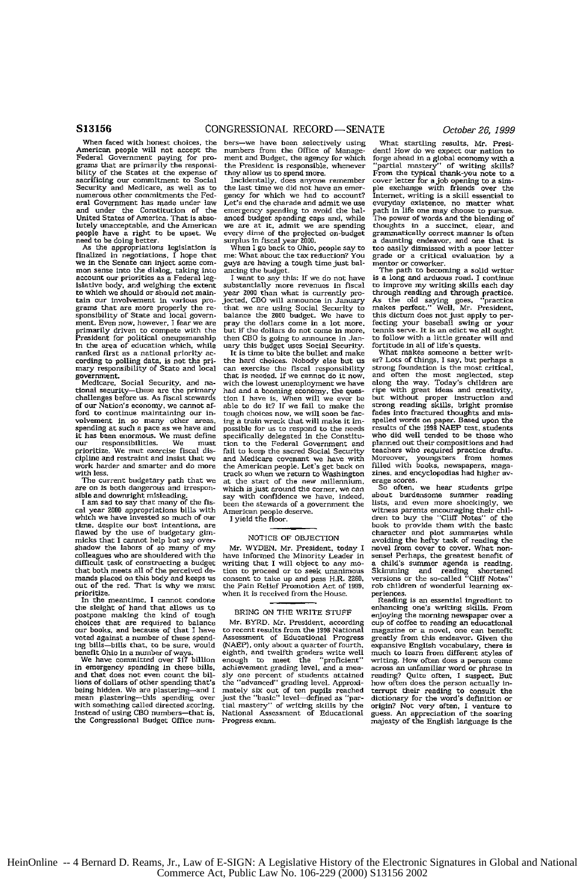When faced with honest choices, the American people will not accept the Federal Government paying for programs that are primarily the responsibility of the States at the expense of sacrificing our commitment to Social Security and Medicare, as well as to numerous other commitments the Federal Government has made under law and under the Constitution of the United States of America. That is absolutely unacceptable, and the American people have a right to be upset. We need to be doing better.

As the appropriations legislation is finalized in negotiations, I hope that we in the Senate can inject some common sense into the dialog, taking into account our priorities as a Federal legislative body, and weighing the extent to which we should or should not maintain our involvement in various programs that are more properly the responsibility of State and local government. Even now, however, I fear we are primarily driven to compete with the President for political oneupsmanship in the area of education which, while ranked first as a national priority according to polling data, is not the primary responsibility of State and local government.

Medicare, Social Security, and national security—these are the primary challenges before us. As fiscal stewards of our Nation's economy, we cannot afford to continue maintaining our involvement in so many other areas, spending at such a pace as we have and it has been enormous. We must define our responsibilities. We must prioritize. We mut exercise fiscal discipline and restraint and insist that we work harder and smarter and do more with less.

The current budgetary path that we are on is both dangerous and irresponsible and downright misleading.

I am sad to say that many of the fiscal year 2000 appropriations bills with which we have invested so much of our time, despite our best intentions, are flawed by the use of budgetary gimmicks that I cannot help but say overshadow the labors of so many of my colleagues who are shouldered with the difficult task of constructing a budget that both meets all of the perceived demands placed on this body and keeps us out of the red. That is why we must prioritize.

In the meantime, I cannot condone the sleight of hand that allows us to postpone making the kind of tough choices that are required to balance our books, and because of that I have voted against a number of these spending bills—bills that, to be sure, would benefit Ohio in a number of ways.

We have committed over $17 billion in emergency spending in these bills, and that does not even count the billions of dollars of other spending that's being hidden. We are plastering—and I mean plastering—this spending over with something called directed scoring. Instead of using CBO numbers—that is, the Congressional Budget Office numbers—we have been selectively using numbers from the Office of Management and Budget, the agency for which the President is responsible, whenever they allow us to spend more.

Incidentally, does anyone remember the last time we did not have an emergency for which we had to account? Let's end the charade and admit we use emergency spending to avoid the balanced budget spending caps and, while we are at it, admit we are spending every dime of the projected on-budget surplus in fiscal year 2000.

When I go back to Ohio, people say to me: What about the tax reduction? You guys are having a tough time just balancing the budget.

I want to say this: If we do not have substantially more revenues in fiscal year 2000 than what is currently projected, CBO will announce in January that we are using Social Security to balance the 2000 budget. We have to pray the dollars come in a lot more, but if the dollars do not come in more, then CBO is going to announce in January this budget uses Social Security.

It is time to bite the bullet and make the hard choices. Nobody else but us can exercise the fiscal responsibility that is needed. If we cannot do it now, with the lowest unemployment we have had and a booming economy, the question I have is, When will we ever be able to do it? If we fail to make the tough choices now, we will soon be facing a train wreck that will make it impossible for us to respond to the needs specifically delegated in the Constitution to the Federal Government and fail to keep the sacred Social Security and Medicare covenant we have with the American people. Let's get back on track so when we return to Washington at the start of the new millennium, which is just around the corner, we can say with confidence we have, indeed, been the stewards of a government the American people deserve.

I yield the floor.

---

## NOTICE OF OBJECTION

Mr. WYDEN. Mr. President, today I have informed the Minority Leader in writing that I will object to any motion to proceed or to seek unanimous consent to take up and pass H.R. 2260, the Pain Relief Promotion Act of 1999, when it is received from the House.

---

## BRING ON THE WRITE STUFF

Mr. BYRD. Mr. President, according to recent results from the 1998 National Assessment of Educational Progress (NAEP), only about a quarter of fourth, eighth, and twelfth graders write well enough to meet the "proficient" achievement grading level, and a measly one percent of students attained the "advanced" grading level. Approximately six out of ten pupils reached just the "basic" level—defined as "partial mastery" of writing skills by the National Assessment of Educational Progress exam.

What startling results, Mr. President! How do we expect our nation to forge ahead in a global economy with a "partial mastery" of writing skills? From the typical thank-you note to a cover letter for a job opening to a simple exchange with friends over the Internet, writing is a skill essential to everyday existence, no matter what path in life one may choose to pursue. The power of words and the blending of thoughts in a succinct, clear, and grammatically correct manner is often a daunting endeavor, and one that is too easily dismissed with a poor letter grade or a critical evaluation by a mentor or coworker.

The path to becoming a solid writer is a long and arduous road. I continue to improve my writing skills each day through reading and through practice. As the old saying goes, "practice makes perfect." Well, Mr. President, this dictum does not just apply to perfecting your baseball swing or your tennis serve. It is an edict we all ought to follow with a little greater will and fortitude in all of life's quests.

What makes someone a better writer? Lots of things, I say, but perhaps a strong foundation is the most critical, and often the most neglected, step along the way. Today's children are ripe with great ideas and creativity, but without proper instruction and strong reading skills, bright promise fades into fractured thoughts and misspelled words on paper. Based upon the results of the 1998 NAEP test, students who did well tended to be those who planned out their compositions and had teachers who required practice drafts. Moreover, youngsters from homes filled with books, newspapers, magazines, and encyclopedias had higher average scores.

So often, we hear students gripe about burdensome summer reading lists, and even more shockingly, we witness parents encouraging their children to buy the "Cliff Notes" of the book to provide them with the basic character and plot summaries while avoiding the hefty task of reading the novel from cover to cover. What nonsense! Perhaps, the greatest benefit of a child's summer agenda is reading. Skimming and reading shortened versions or the so-called "Cliff Notes" rob children of wonderful learning experiences.

Reading is an essential ingredient to enhancing one's writing skills. From enjoying the morning newspaper over a cup of coffee to reading an educational magazine or a novel, one can benefit greatly from this endeavor. Given the expansive English vocabulary, there is much to learn from different styles of writing. How often does a person come across an unfamiliar word or phrase in reading? Quite often, I suspect. But how often does the person actually interrupt their reading to consult the dictionary for the word's definition or origin? Not very often, I venture to guess. An appreciation of the soaring majesty of the English language is the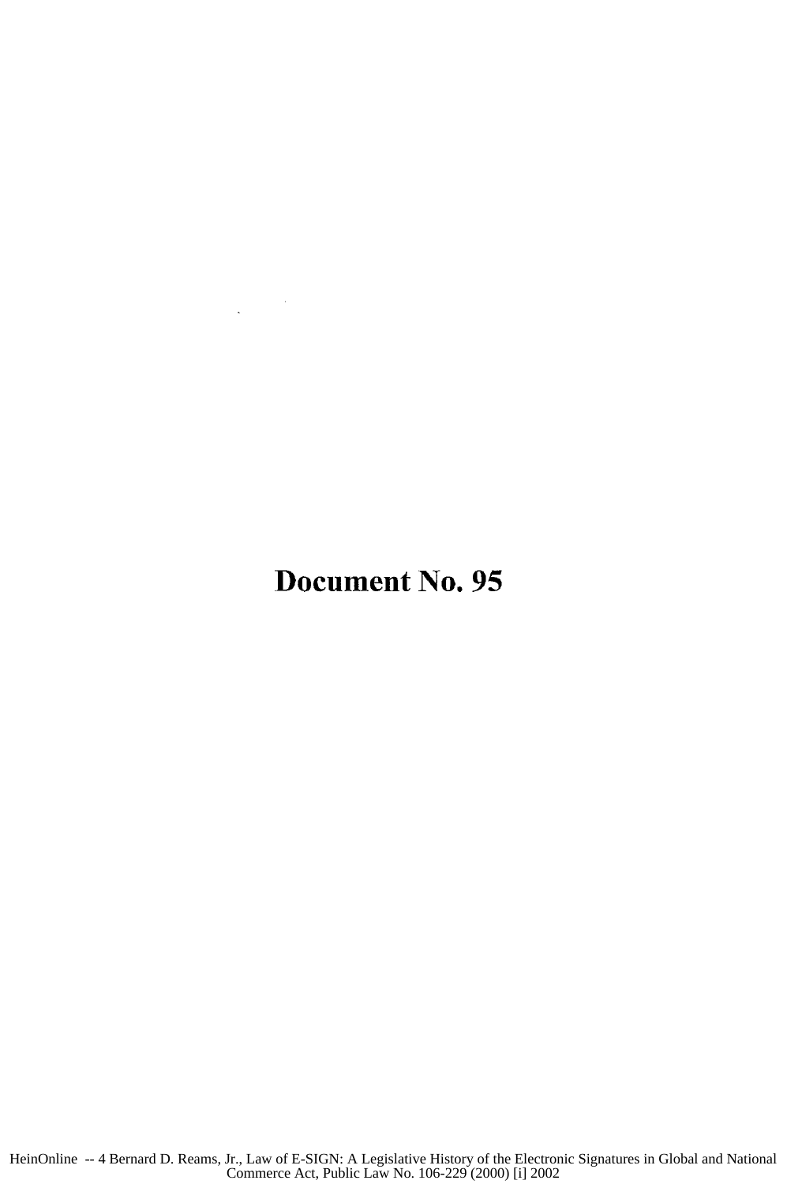# Document No. 95